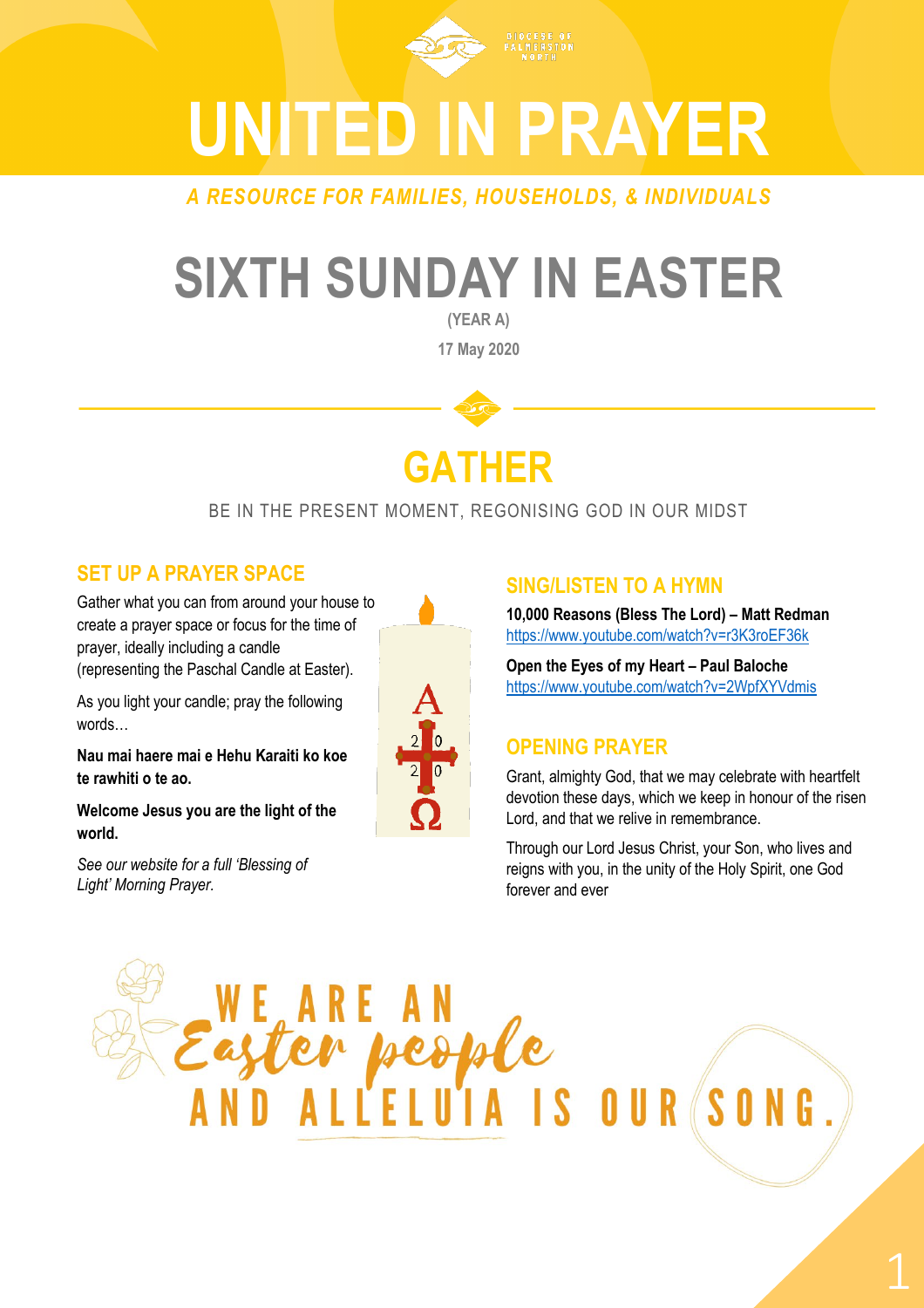DIOCESE OF PALMERSTON NORTH

# UNITED IN PRAYER

*A RESOURCE FOR FAMILIES, HOUSEHOLDS, & INDIVIDUALS*

# SIXTH SUNDAY IN EASTER

(YEAR A)

17 May 2020

## GATHER

BE IN THE PRESENT MOMENT, REGONISING GOD IN OUR MIDST

### SET UP A PRAYER SPACE

Gather what you can from around your house to create a prayer space or focus for the time of prayer, ideally including a candle (representing the Paschal Candle at Easter).

As you light your candle; pray the following words…

**Nau mai haere mai e Hehu Karaiti ko koe te rawhiti o te ao.**

**Welcome Jesus you are the light of the world.**

*See our website for a full 'Blessing of Light' Morning Prayer.*

### SING/LISTEN TO A HYMN

**10,000 Reasons (Bless The Lord) – Matt Redman**
https://www.youtube.com/watch?v=r3K3roEF36k

**Open the Eyes of my Heart – Paul Baloche**
https://www.youtube.com/watch?v=2WpfXYVdmis

### OPENING PRAYER

Grant, almighty God, that we may celebrate with heartfelt devotion these days, which we keep in honour of the risen Lord, and that we relive in remembrance.

Through our Lord Jesus Christ, your Son, who lives and reigns with you, in the unity of the Holy Spirit, one God forever and ever

WE ARE AN Easter people AND ALLELUIA IS OUR SONG.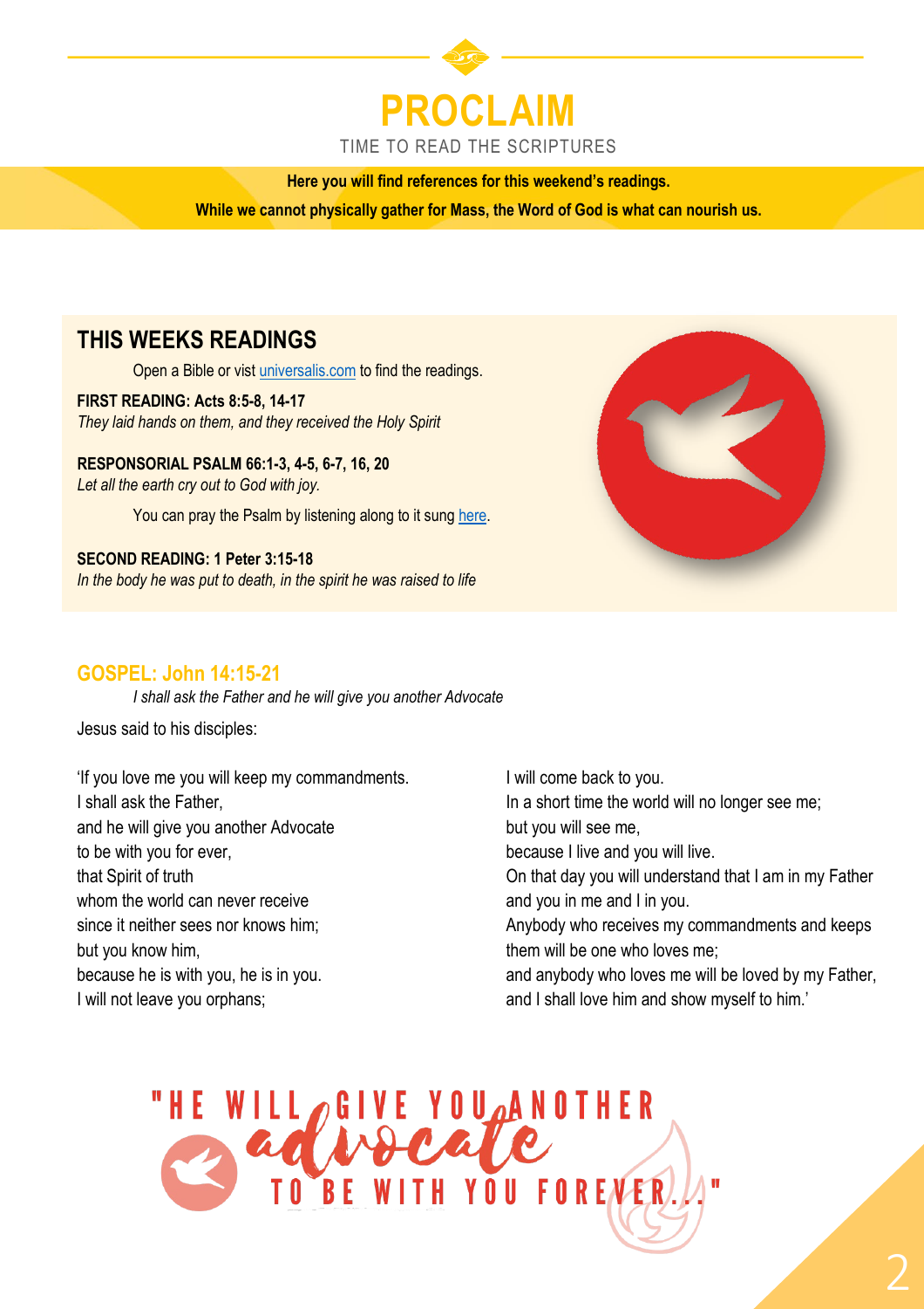# PROCLAIM

TIME TO READ THE SCRIPTURES

**Here you will find references for this weekend's readings.**

**While we cannot physically gather for Mass, the Word of God is what can nourish us.**

## THIS WEEKS READINGS

Open a Bible or vist universalis.com to find the readings.

**FIRST READING: Acts 8:5-8, 14-17**
*They laid hands on them, and they received the Holy Spirit*

**RESPONSORIAL PSALM 66:1-3, 4-5, 6-7, 16, 20**
*Let all the earth cry out to God with joy.*

You can pray the Psalm by listening along to it sung here.

**SECOND READING: 1 Peter 3:15-18**
*In the body he was put to death, in the spirit he was raised to life*

## GOSPEL: John 14:15-21

*I shall ask the Father and he will give you another Advocate*

Jesus said to his disciples:

'If you love me you will keep my commandments.
I shall ask the Father,
and he will give you another Advocate
to be with you for ever,
that Spirit of truth
whom the world can never receive
since it neither sees nor knows him;
but you know him,
because he is with you, he is in you.
I will not leave you orphans;
I will come back to you.
In a short time the world will no longer see me;
but you will see me,
because I live and you will live.
On that day you will understand that I am in my Father
and you in me and I in you.
Anybody who receives my commandments and keeps
them will be one who loves me;
and anybody who loves me will be loved by my Father,
and I shall love him and show myself to him.'

"HE WILL GIVE YOU ANOTHER *advocate* TO BE WITH YOU FOREVER..."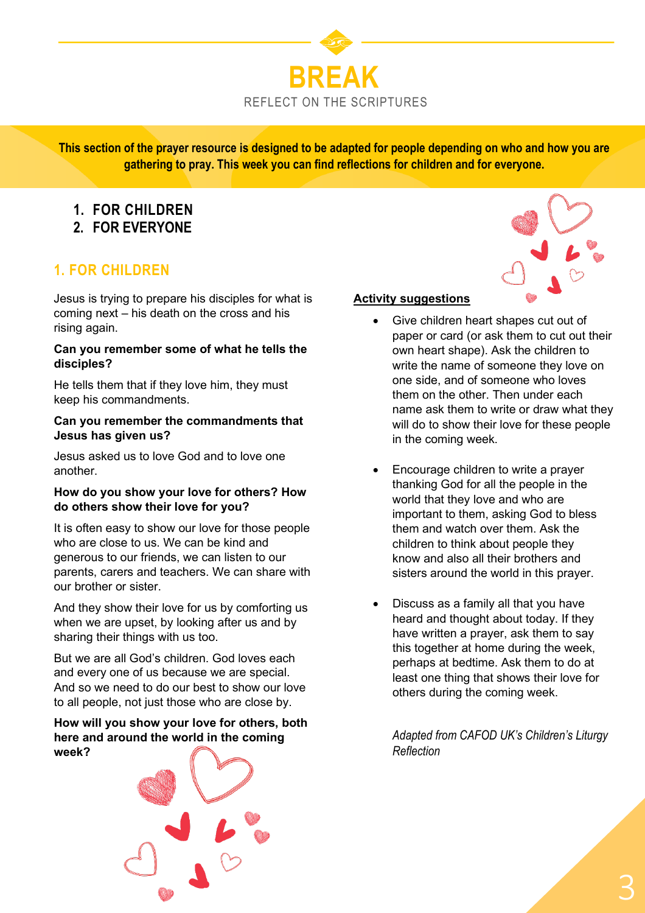# BREAK

REFLECT ON THE SCRIPTURES

**This section of the prayer resource is designed to be adapted for people depending on who and how you are gathering to pray. This week you can find reflections for children and for everyone.**

1. FOR CHILDREN
2. FOR EVERYONE

## 1. FOR CHILDREN

Jesus is trying to prepare his disciples for what is coming next – his death on the cross and his rising again.

**Can you remember some of what he tells the disciples?**

He tells them that if they love him, they must keep his commandments.

**Can you remember the commandments that Jesus has given us?**

Jesus asked us to love God and to love one another.

**How do you show your love for others? How do others show their love for you?**

It is often easy to show our love for those people who are close to us. We can be kind and generous to our friends, we can listen to our parents, carers and teachers. We can share with our brother or sister.

And they show their love for us by comforting us when we are upset, by looking after us and by sharing their things with us too.

But we are all God's children. God loves each and every one of us because we are special. And so we need to do our best to show our love to all people, not just those who are close by.

**How will you show your love for others, both here and around the world in the coming week?**

**Activity suggestions**

- Give children heart shapes cut out of paper or card (or ask them to cut out their own heart shape). Ask the children to write the name of someone they love on one side, and of someone who loves them on the other. Then under each name ask them to write or draw what they will do to show their love for these people in the coming week.

- Encourage children to write a prayer thanking God for all the people in the world that they love and who are important to them, asking God to bless them and watch over them. Ask the children to think about people they know and also all their brothers and sisters around the world in this prayer.

- Discuss as a family all that you have heard and thought about today. If they have written a prayer, ask them to say this together at home during the week, perhaps at bedtime. Ask them to do at least one thing that shows their love for others during the coming week.

*Adapted from CAFOD UK's Children's Liturgy Reflection*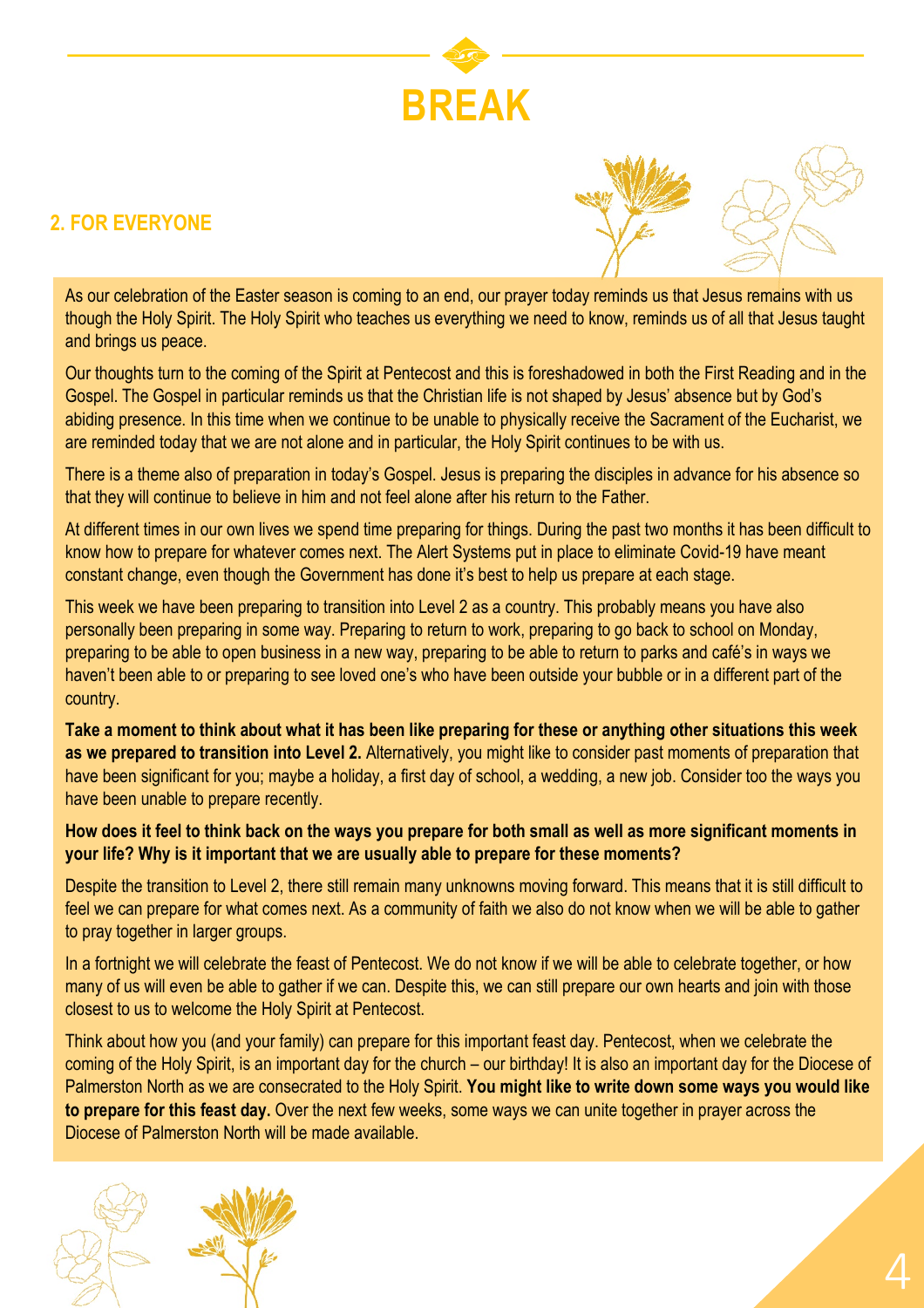# BREAK

## 2. FOR EVERYONE

As our celebration of the Easter season is coming to an end, our prayer today reminds us that Jesus remains with us though the Holy Spirit. The Holy Spirit who teaches us everything we need to know, reminds us of all that Jesus taught and brings us peace.

Our thoughts turn to the coming of the Spirit at Pentecost and this is foreshadowed in both the First Reading and in the Gospel. The Gospel in particular reminds us that the Christian life is not shaped by Jesus' absence but by God's abiding presence. In this time when we continue to be unable to physically receive the Sacrament of the Eucharist, we are reminded today that we are not alone and in particular, the Holy Spirit continues to be with us.

There is a theme also of preparation in today's Gospel. Jesus is preparing the disciples in advance for his absence so that they will continue to believe in him and not feel alone after his return to the Father.

At different times in our own lives we spend time preparing for things. During the past two months it has been difficult to know how to prepare for whatever comes next. The Alert Systems put in place to eliminate Covid-19 have meant constant change, even though the Government has done it's best to help us prepare at each stage.

This week we have been preparing to transition into Level 2 as a country. This probably means you have also personally been preparing in some way. Preparing to return to work, preparing to go back to school on Monday, preparing to be able to open business in a new way, preparing to be able to return to parks and café's in ways we haven't been able to or preparing to see loved one's who have been outside your bubble or in a different part of the country.

**Take a moment to think about what it has been like preparing for these or anything other situations this week as we prepared to transition into Level 2.** Alternatively, you might like to consider past moments of preparation that have been significant for you; maybe a holiday, a first day of school, a wedding, a new job. Consider too the ways you have been unable to prepare recently.

**How does it feel to think back on the ways you prepare for both small as well as more significant moments in your life? Why is it important that we are usually able to prepare for these moments?**

Despite the transition to Level 2, there still remain many unknowns moving forward. This means that it is still difficult to feel we can prepare for what comes next. As a community of faith we also do not know when we will be able to gather to pray together in larger groups.

In a fortnight we will celebrate the feast of Pentecost. We do not know if we will be able to celebrate together, or how many of us will even be able to gather if we can. Despite this, we can still prepare our own hearts and join with those closest to us to welcome the Holy Spirit at Pentecost.

Think about how you (and your family) can prepare for this important feast day. Pentecost, when we celebrate the coming of the Holy Spirit, is an important day for the church – our birthday! It is also an important day for the Diocese of Palmerston North as we are consecrated to the Holy Spirit. **You might like to write down some ways you would like to prepare for this feast day.** Over the next few weeks, some ways we can unite together in prayer across the Diocese of Palmerston North will be made available.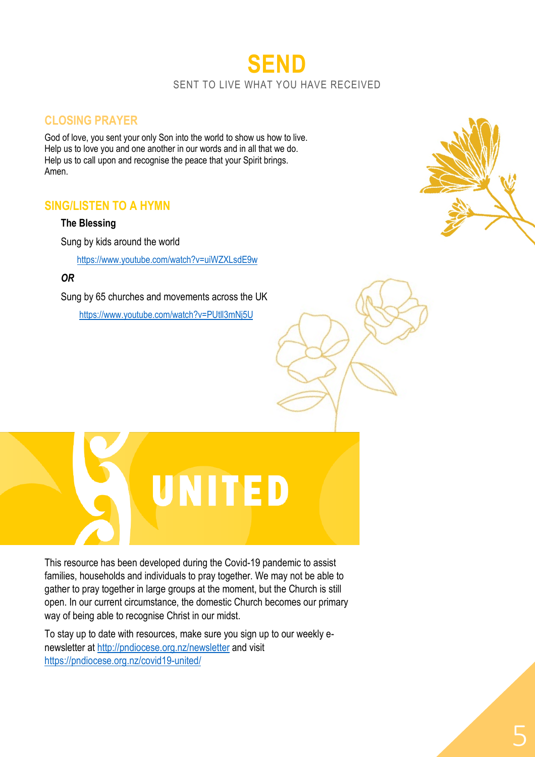# SEND

SENT TO LIVE WHAT YOU HAVE RECEIVED

## CLOSING PRAYER

God of love, you sent your only Son into the world to show us how to live.
Help us to love you and one another in our words and in all that we do.
Help us to call upon and recognise the peace that your Spirit brings.
Amen.

## SING/LISTEN TO A HYMN

**The Blessing**

Sung by kids around the world

https://www.youtube.com/watch?v=uiWZXLsdE9w

***OR***

Sung by 65 churches and movements across the UK

https://www.youtube.com/watch?v=PUtll3mNj5U

# UNITED

This resource has been developed during the Covid-19 pandemic to assist families, households and individuals to pray together. We may not be able to gather to pray together in large groups at the moment, but the Church is still open. In our current circumstance, the domestic Church becomes our primary way of being able to recognise Christ in our midst.

To stay up to date with resources, make sure you sign up to our weekly e-newsletter at http://pndiocese.org.nz/newsletter and visit https://pndiocese.org.nz/covid19-united/